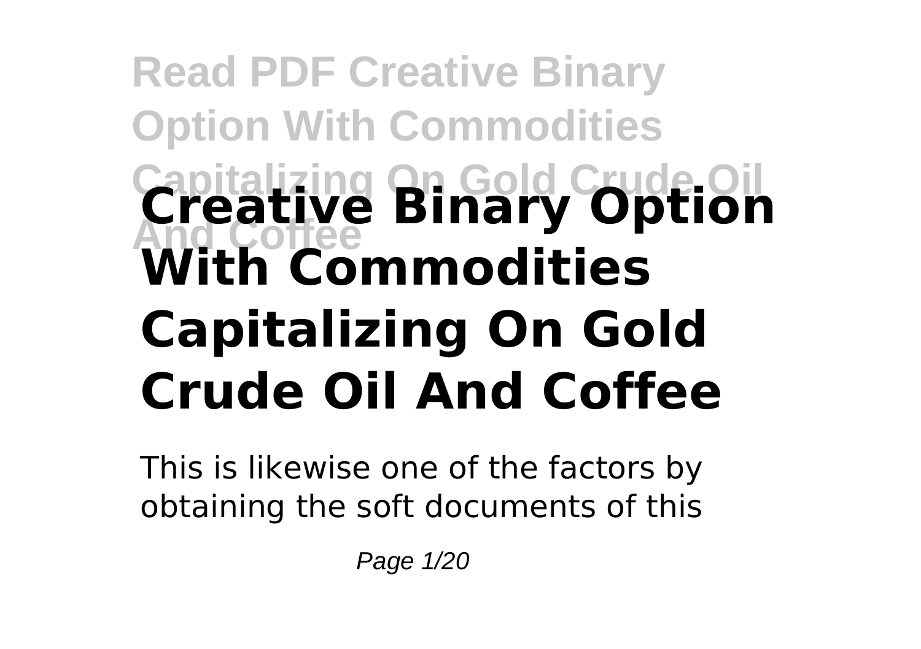# Creative Binary Option With Commodities Capitalizing On Gold Crude Oil And Coffee

This is likewise one of the factors by obtaining the soft documents of this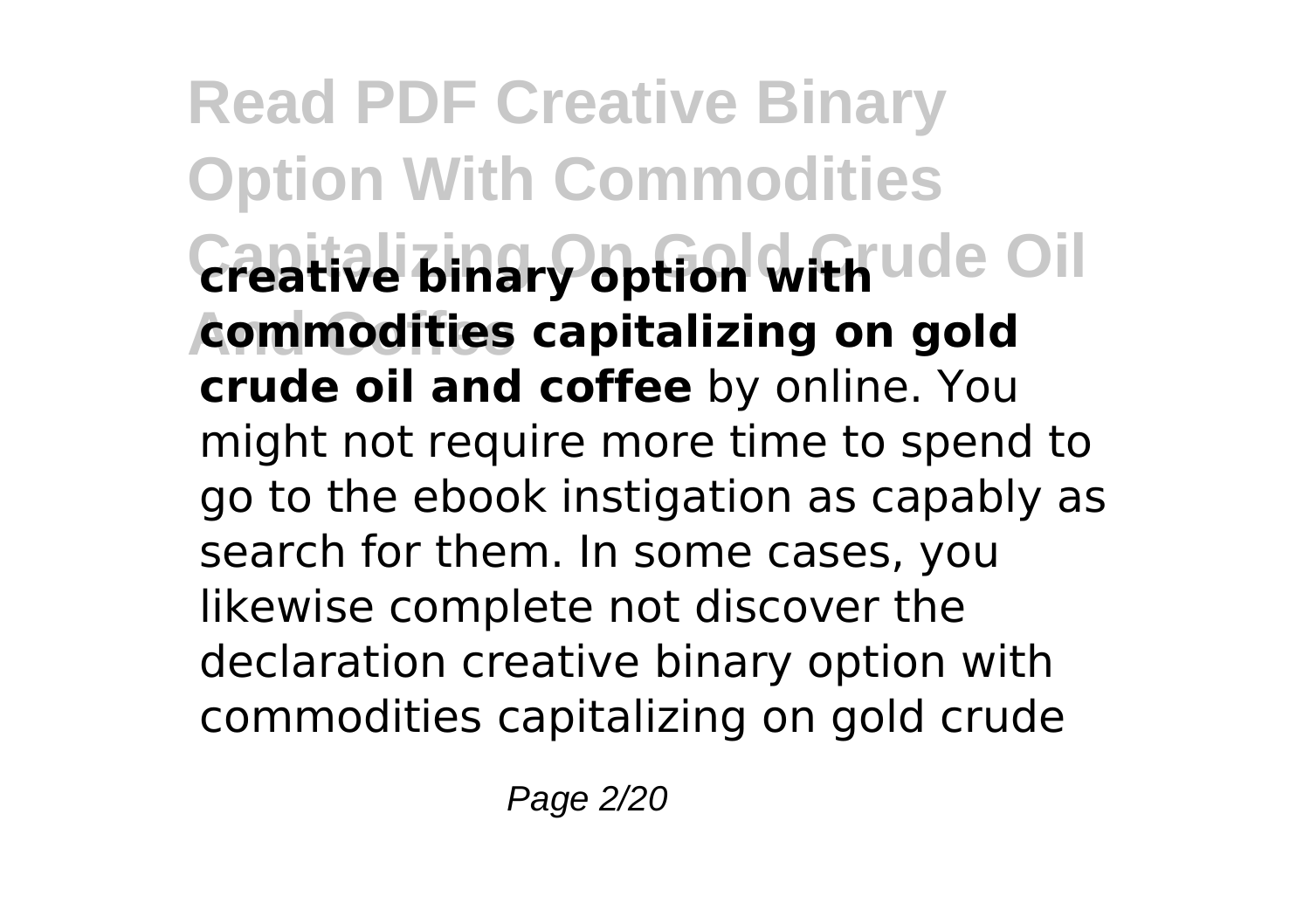**creative binary option with commodities capitalizing on gold crude oil and coffee** by online. You might not require more time to spend to go to the ebook instigation as capably as search for them. In some cases, you likewise complete not discover the declaration creative binary option with commodities capitalizing on gold crude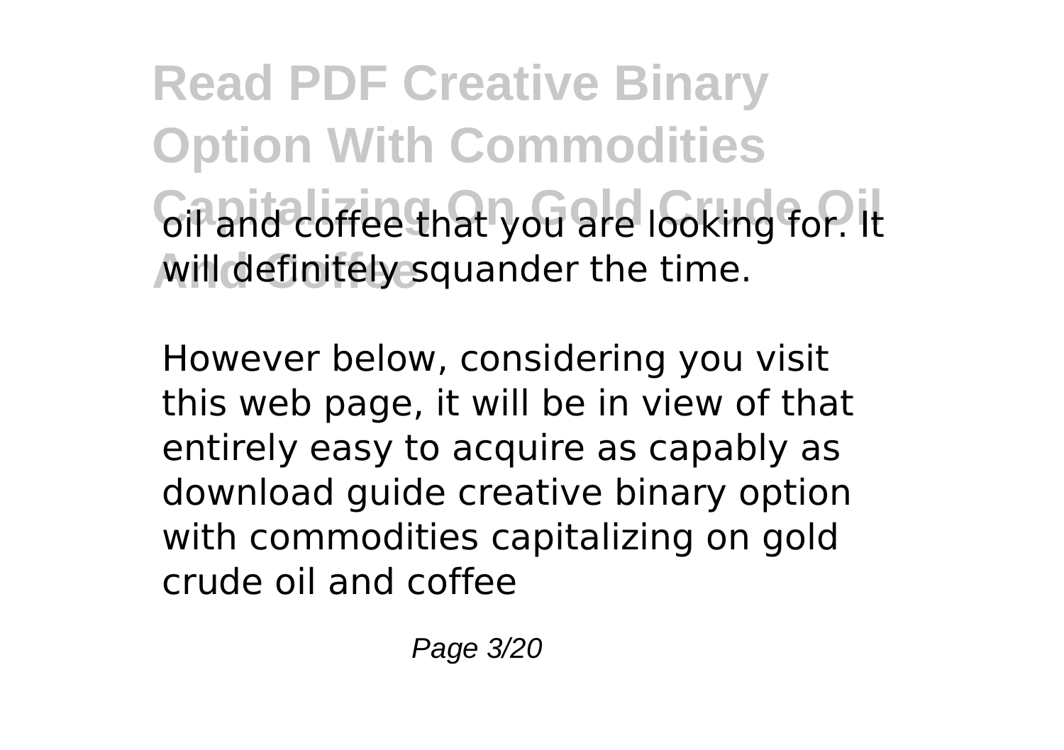oil and coffee that you are looking for. It will definitely squander the time.

However below, considering you visit this web page, it will be in view of that entirely easy to acquire as capably as download guide creative binary option with commodities capitalizing on gold crude oil and coffee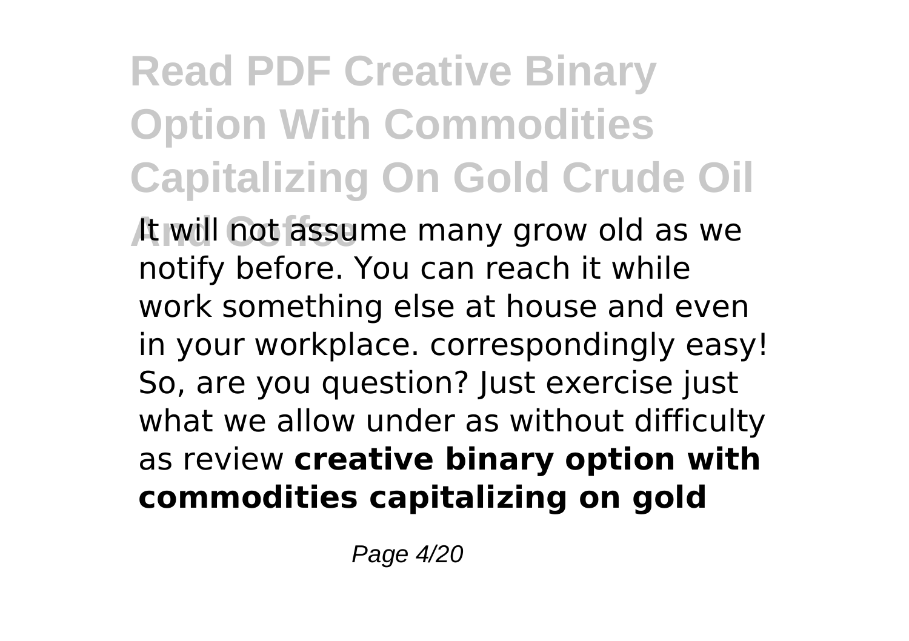# Read PDF Creative Binary Option With Commodities Capitalizing On Gold Crude Oil And Coffee

It will not assume many grow old as we notify before. You can reach it while work something else at house and even in your workplace. correspondingly easy! So, are you question? Just exercise just what we allow under as without difficulty as review **creative binary option with commodities capitalizing on gold**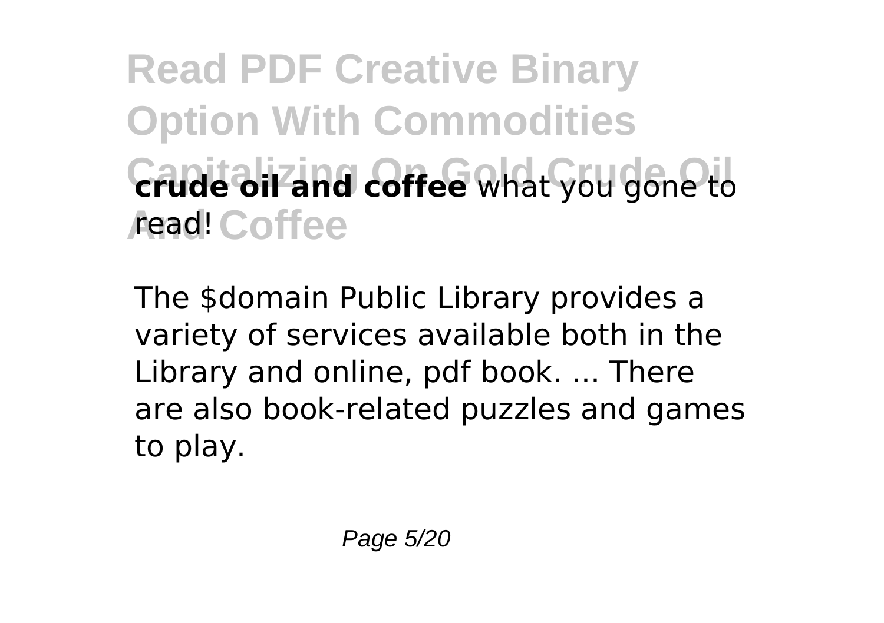**crude oil and coffee** what you gone to read!

The $domain Public Library provides a variety of services available both in the Library and online, pdf book. ... There are also book-related puzzles and games to play.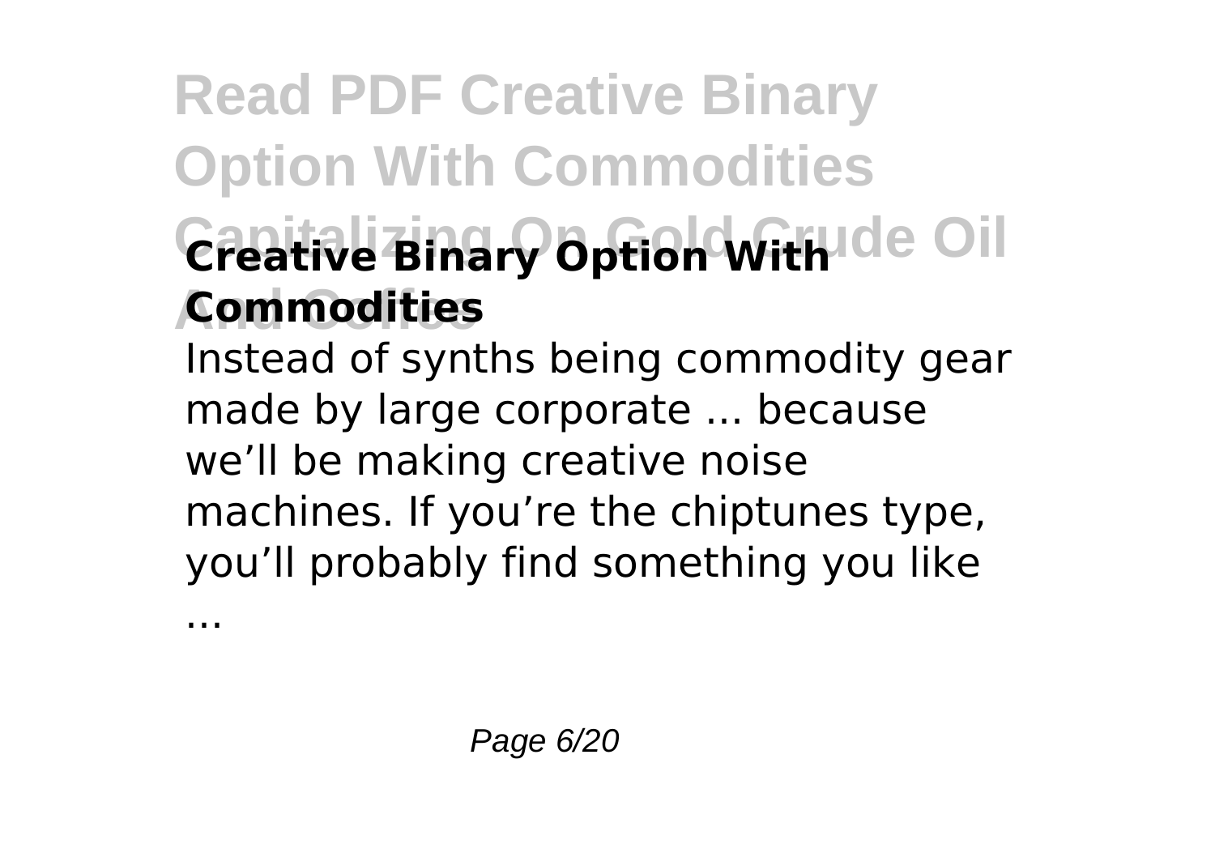### Creative Binary Option With Commodities

Instead of synths being commodity gear made by large corporate ... because we'll be making creative noise machines. If you're the chiptunes type, you'll probably find something you like ...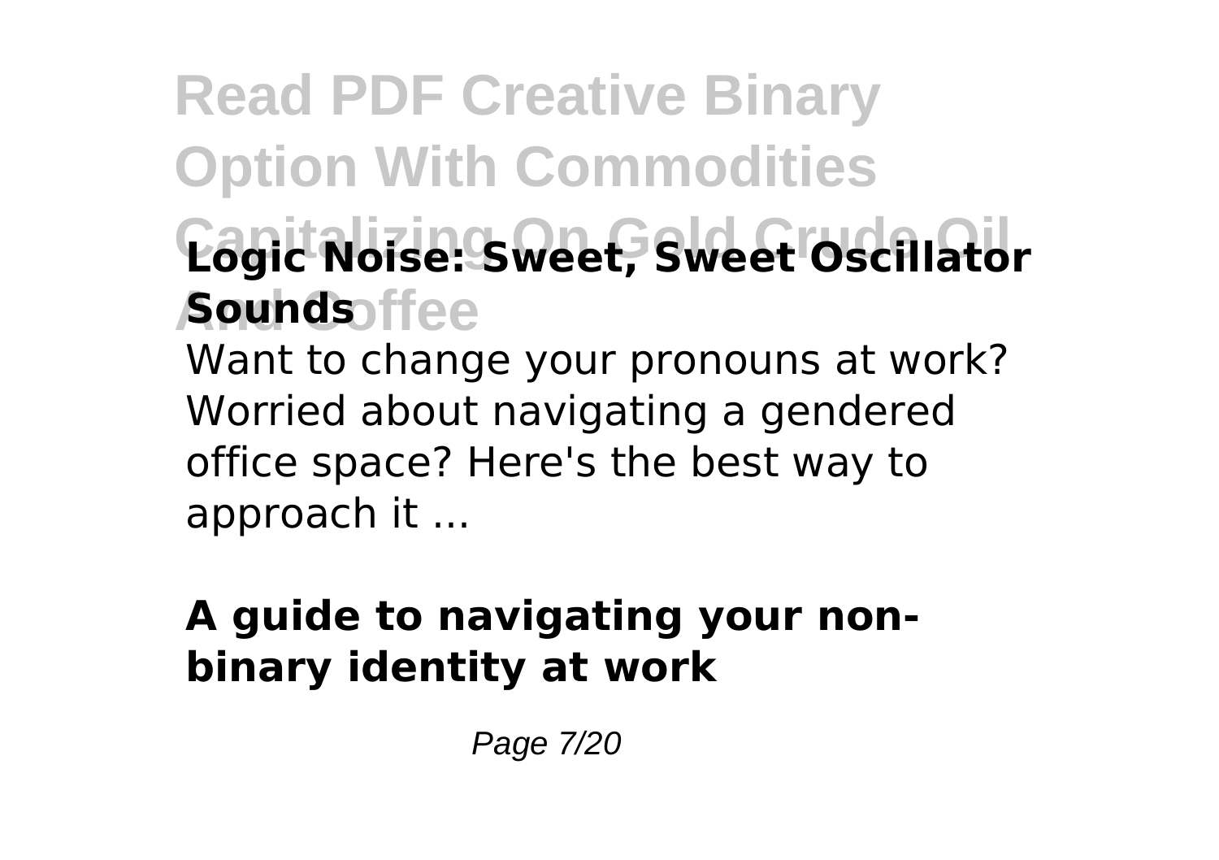**Logic Noise: Sweet, Sweet Oscillator Sounds**

Want to change your pronouns at work? Worried about navigating a gendered office space? Here's the best way to approach it ...

**A guide to navigating your non-binary identity at work**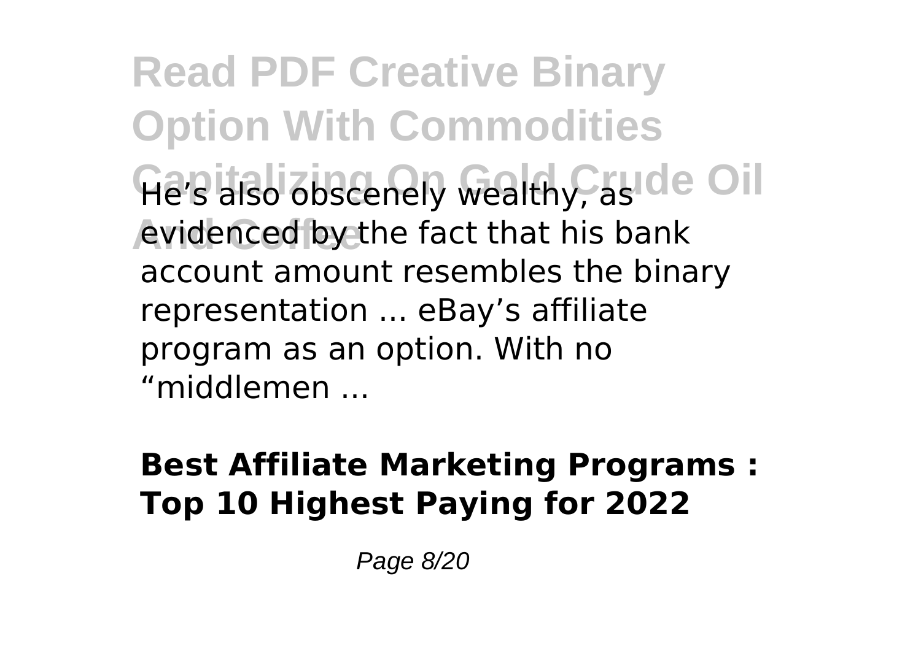He's also obscenely wealthy, as evidenced by the fact that his bank account amount resembles the binary representation ... eBay's affiliate program as an option. With no "middlemen ...

**Best Affiliate Marketing Programs : Top 10 Highest Paying for 2022**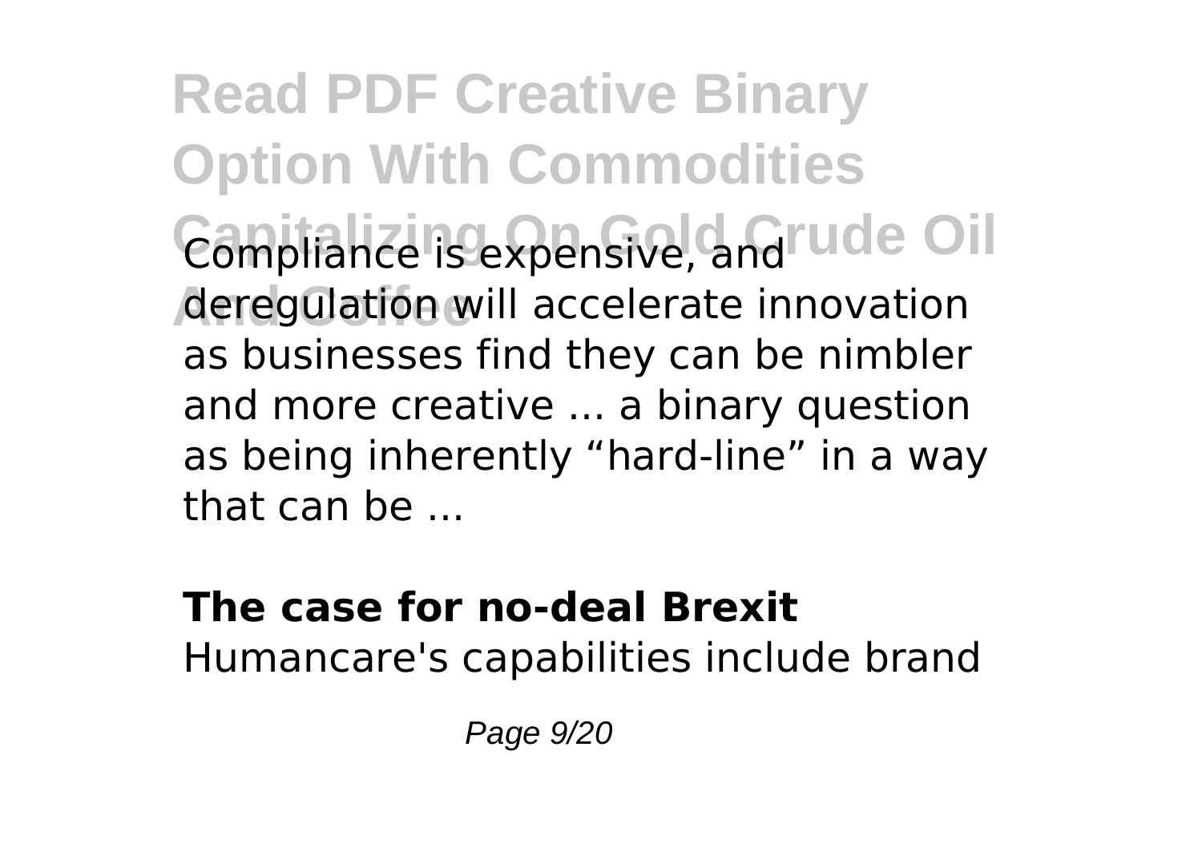Compliance is expensive, and deregulation will accelerate innovation as businesses find they can be nimbler and more creative ... a binary question as being inherently "hard-line" in a way that can be ...

**The case for no-deal Brexit**

Humancare's capabilities include brand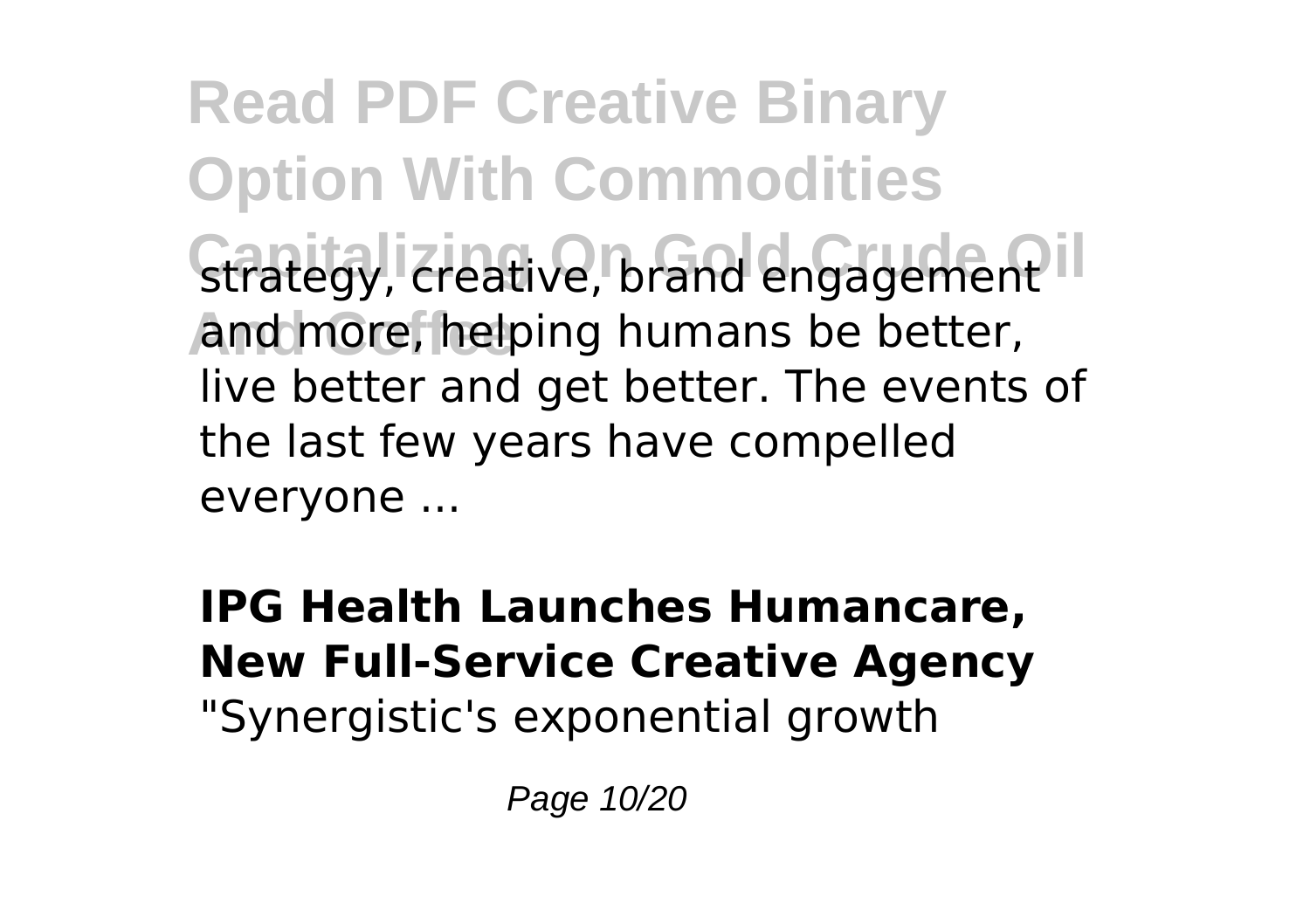strategy, creative, brand engagement and more, helping humans be better, live better and get better. The events of the last few years have compelled everyone ...

**IPG Health Launches Humancare, New Full-Service Creative Agency**

"Synergistic's exponential growth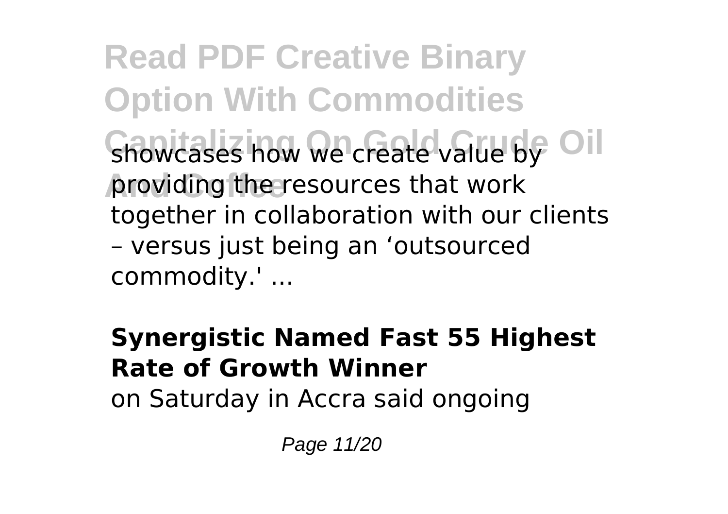showcases how we create value by providing the resources that work together in collaboration with our clients – versus just being an 'outsourced commodity.' ...

**Synergistic Named Fast 55 Highest Rate of Growth Winner**

on Saturday in Accra said ongoing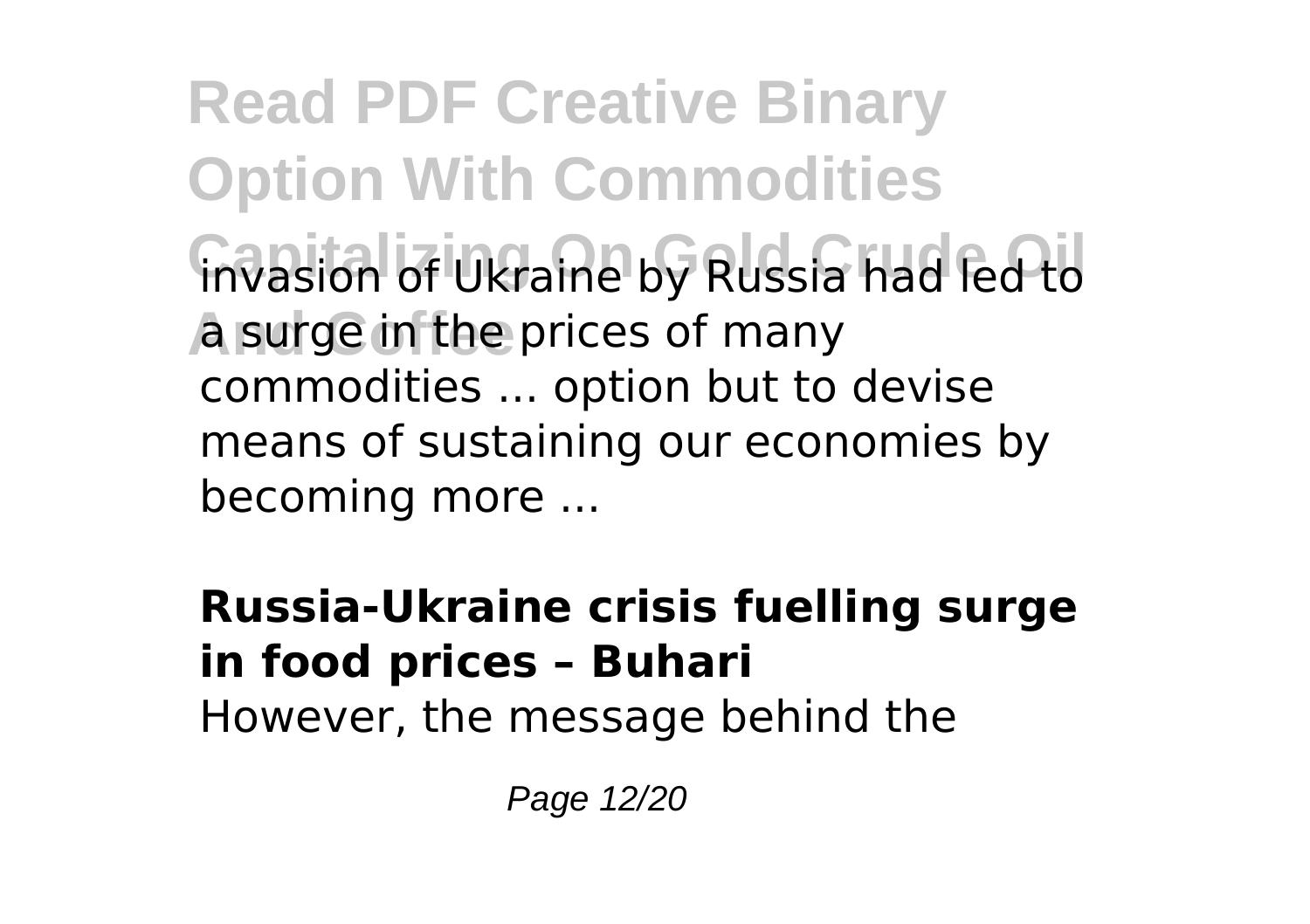invasion of Ukraine by Russia had led to a surge in the prices of many commodities ... option but to devise means of sustaining our economies by becoming more ...

**Russia-Ukraine crisis fuelling surge in food prices – Buhari**

However, the message behind the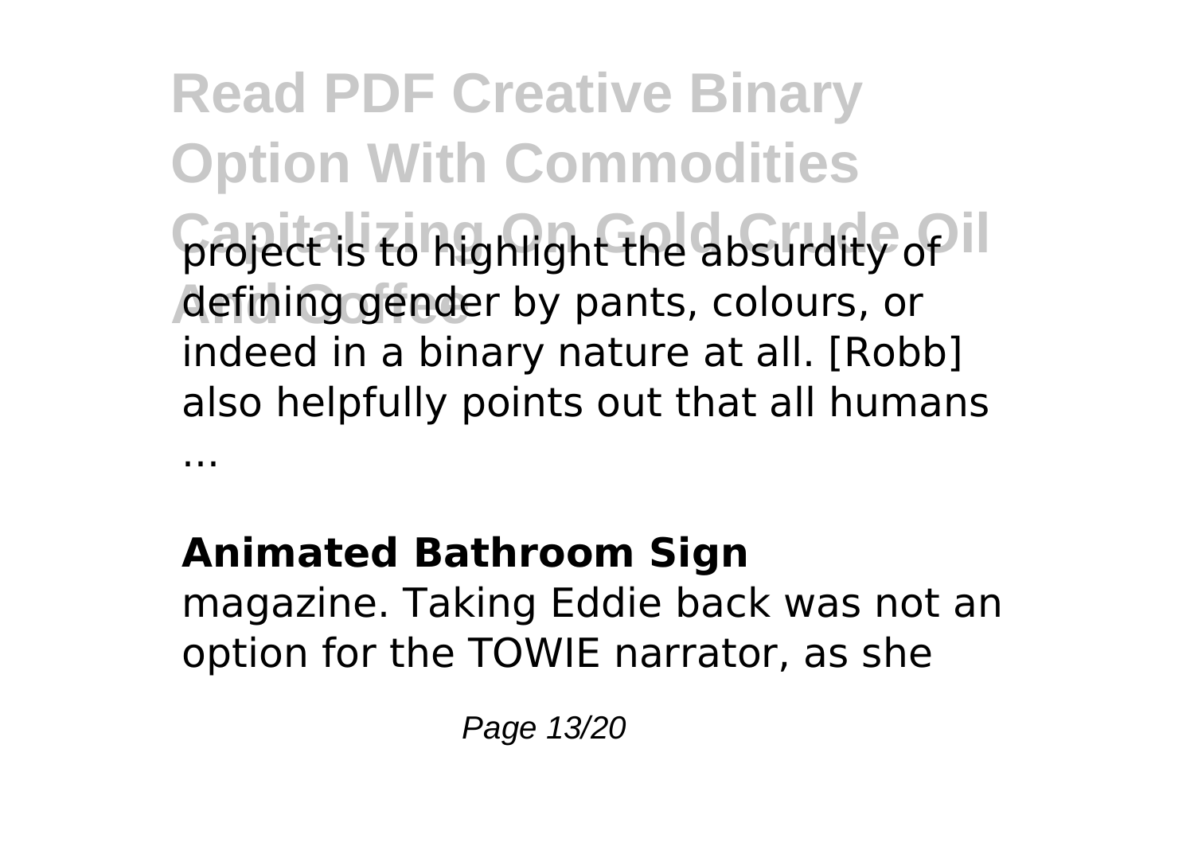project is to highlight the absurdity of defining gender by pants, colours, or indeed in a binary nature at all. [Robb] also helpfully points out that all humans ...

**Animated Bathroom Sign**

magazine. Taking Eddie back was not an option for the TOWIE narrator, as she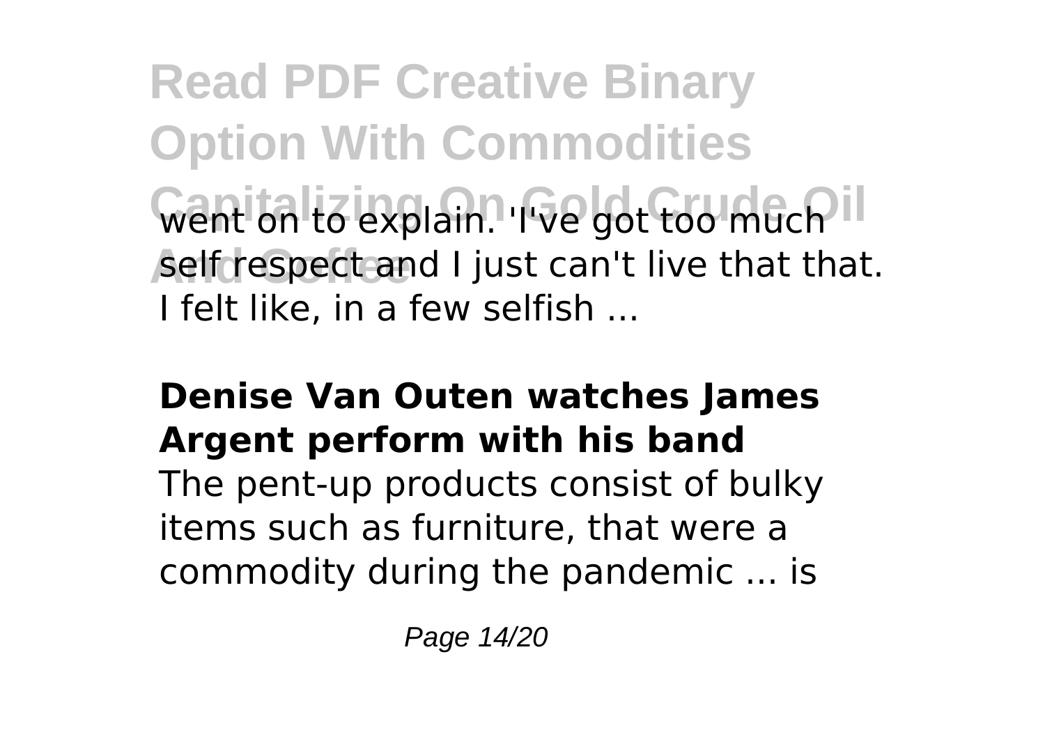went on to explain. 'I've got too much self respect and I just can't live that that. I felt like, in a few selfish ...

**Denise Van Outen watches James Argent perform with his band**

The pent-up products consist of bulky items such as furniture, that were a commodity during the pandemic ... is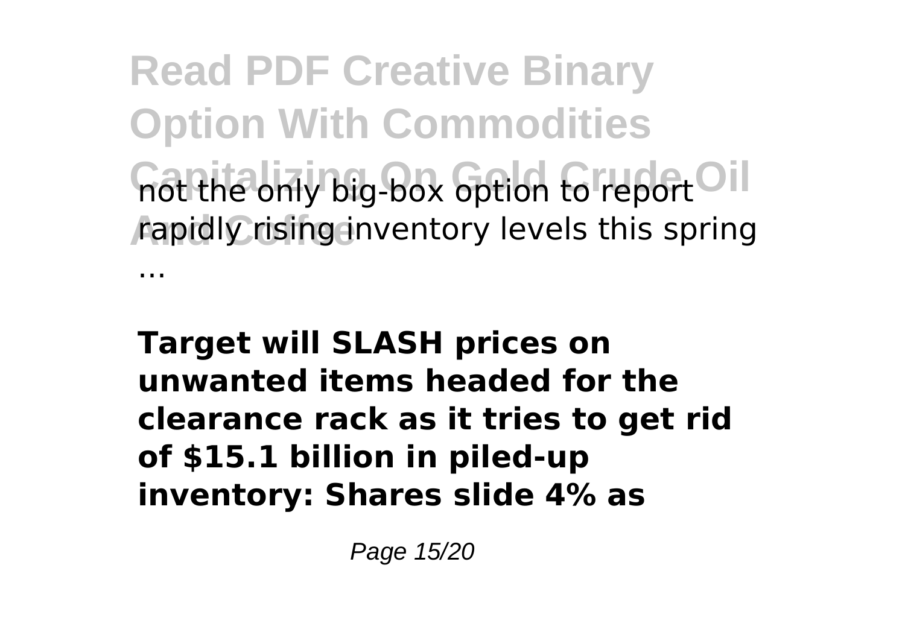not the only big-box option to report rapidly rising inventory levels this spring ...

**Target will SLASH prices on unwanted items headed for the clearance rack as it tries to get rid of $15.1 billion in piled-up inventory: Shares slide 4% as**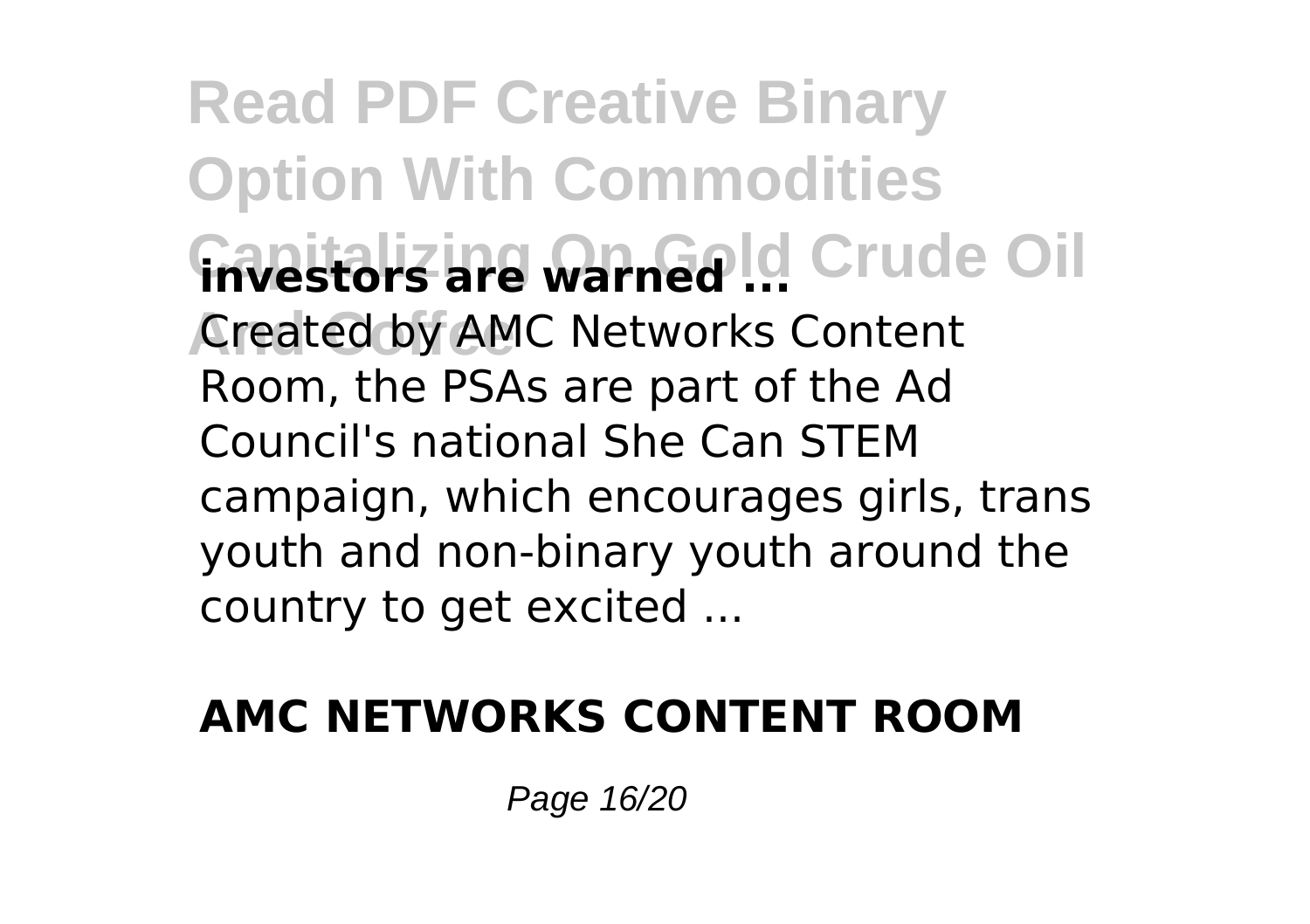**investors are warned ...**

Created by AMC Networks Content Room, the PSAs are part of the Ad Council's national She Can STEM campaign, which encourages girls, trans youth and non-binary youth around the country to get excited ...

**AMC NETWORKS CONTENT ROOM**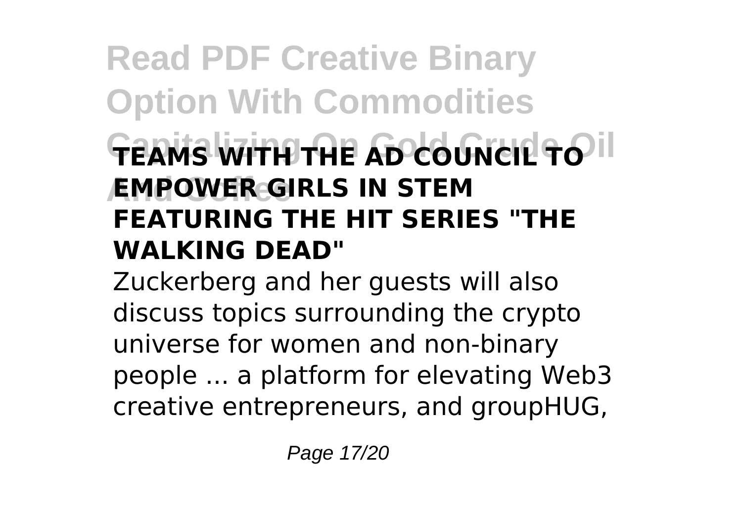### TEAMS WITH THE AD COUNCIL TO EMPOWER GIRLS IN STEM FEATURING THE HIT SERIES "THE WALKING DEAD"

Zuckerberg and her guests will also discuss topics surrounding the crypto universe for women and non-binary people ... a platform for elevating Web3 creative entrepreneurs, and groupHUG,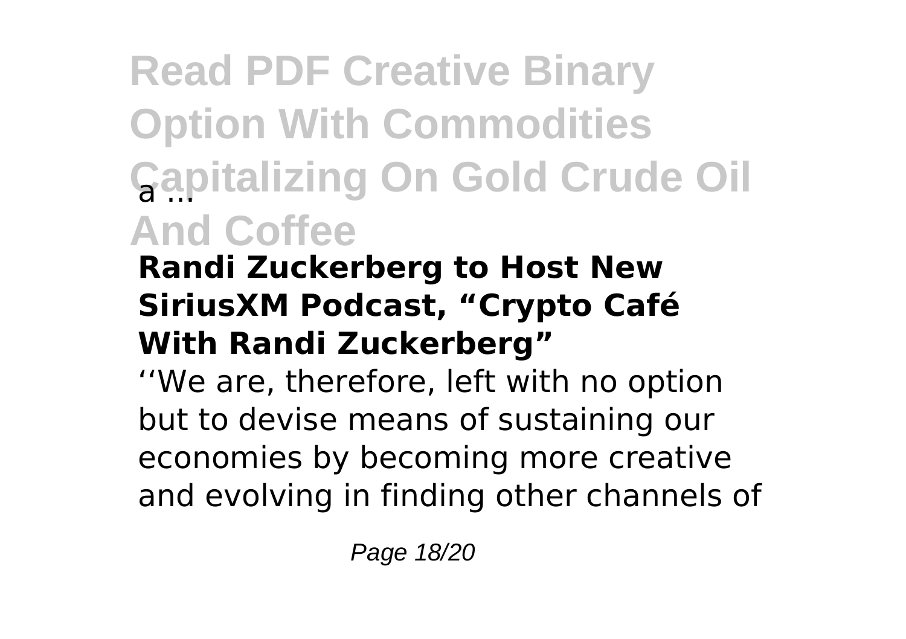a ...

**Randi Zuckerberg to Host New SiriusXM Podcast, "Crypto Café With Randi Zuckerberg"**

''We are, therefore, left with no option but to devise means of sustaining our economies by becoming more creative and evolving in finding other channels of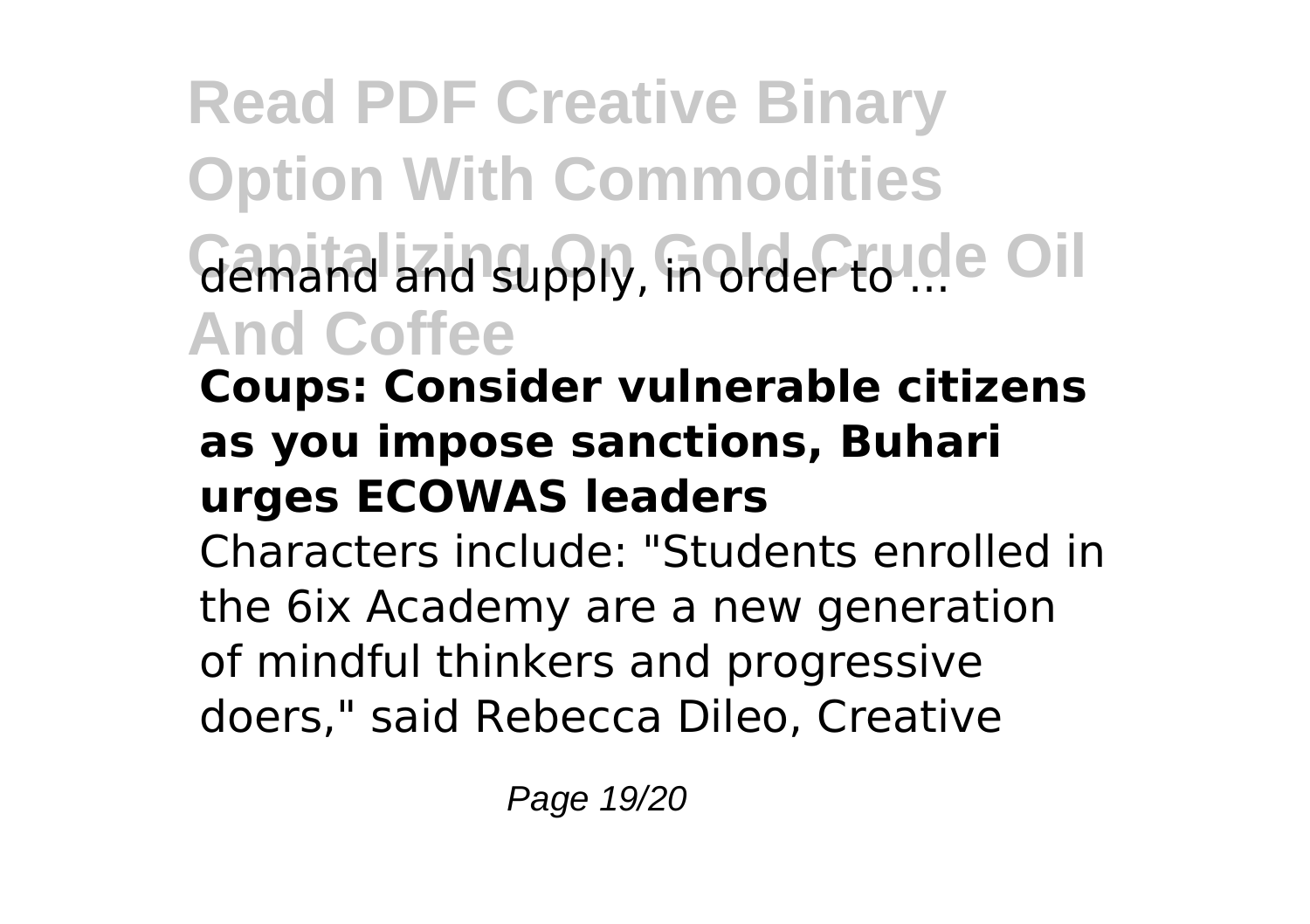demand and supply, in order to ...

**Coups: Consider vulnerable citizens as you impose sanctions, Buhari urges ECOWAS leaders**

Characters include: "Students enrolled in the 6ix Academy are a new generation of mindful thinkers and progressive doers," said Rebecca Dileo, Creative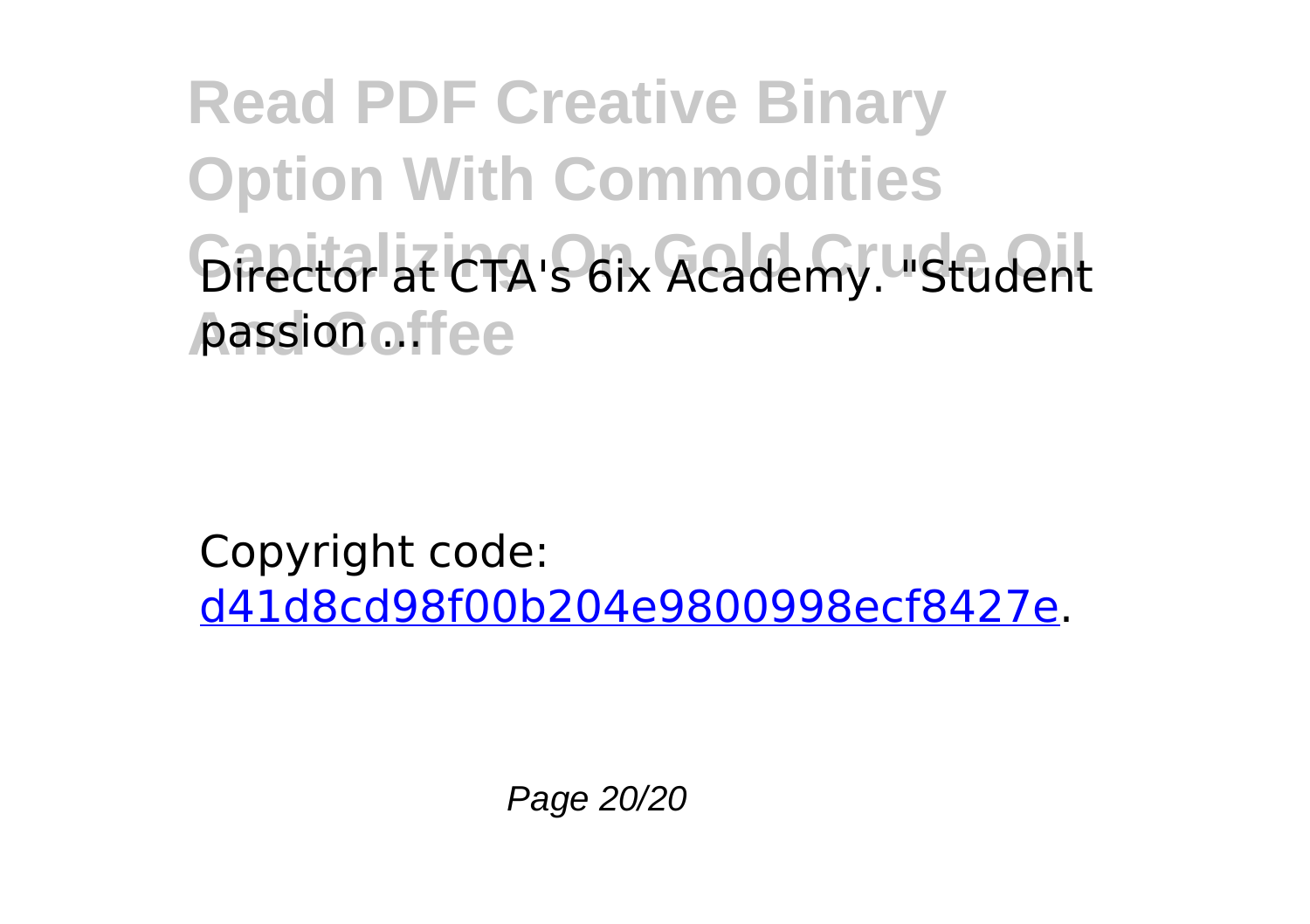Director at CTA's 6ix Academy. "Student passion ...

Copyright code: d41d8cd98f00b204e9800998ecf8427e.